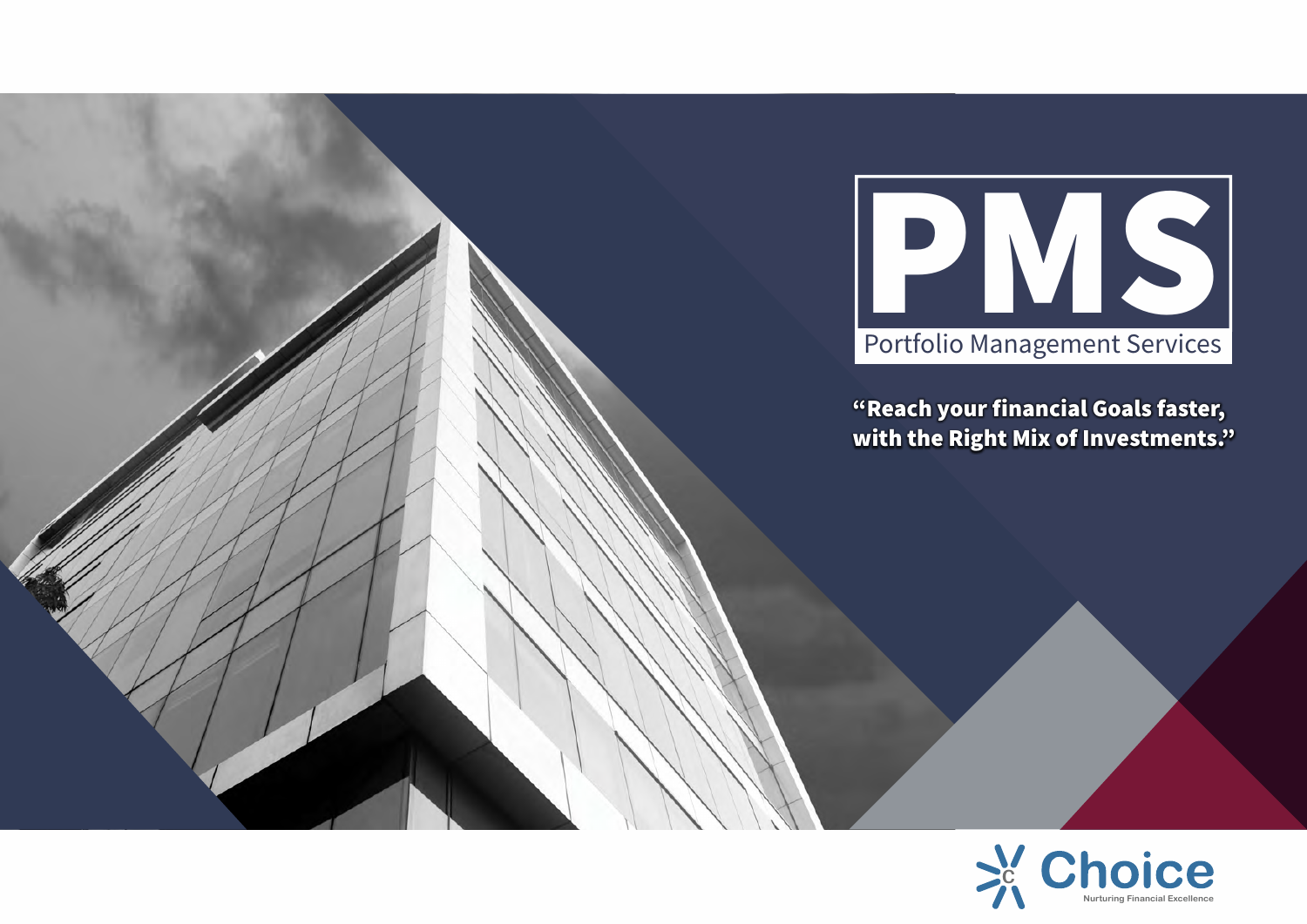# PMS

Portfolio Management Services

**"Reach your financial Goals faster, with the Right Mix of Investments."**

Choice

Nurturing Financial Excellence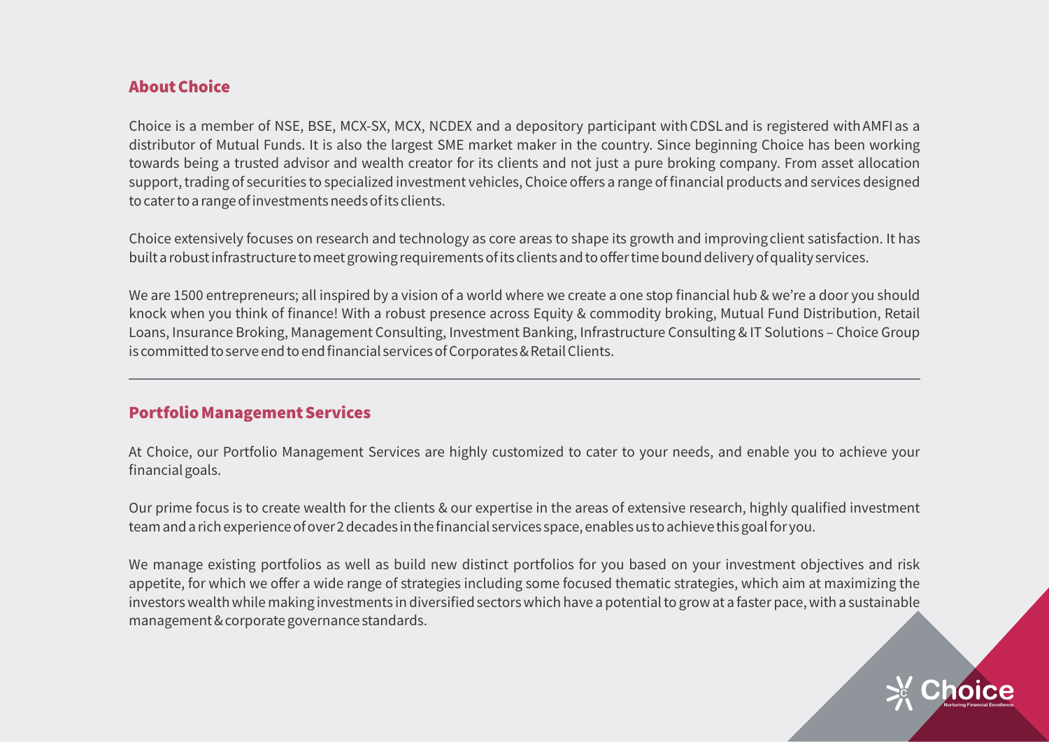## About Choice

Choice is a member of NSE, BSE, MCX-SX, MCX, NCDEX and a depository participant with CDSL and is registered with AMFI as a distributor of Mutual Funds. It is also the largest SME market maker in the country. Since beginning Choice has been working towards being a trusted advisor and wealth creator for its clients and not just a pure broking company. From asset allocation support, trading of securities to specialized investment vehicles, Choice offers a range of financial products and services designed to cater to a range of investments needs of its clients.

Choice extensively focuses on research and technology as core areas to shape its growth and improving client satisfaction. It has built a robust infrastructure to meet growing requirements of its clients and to offer time bound delivery of quality services.

We are 1500 entrepreneurs; all inspired by a vision of a world where we create a one stop financial hub & we're a door you should knock when you think of finance! With a robust presence across Equity & commodity broking, Mutual Fund Distribution, Retail Loans, Insurance Broking, Management Consulting, Investment Banking, Infrastructure Consulting & IT Solutions – Choice Group is committed to serve end to end financial services of Corporates & Retail Clients.

---

## Portfolio Management Services

At Choice, our Portfolio Management Services are highly customized to cater to your needs, and enable you to achieve your financial goals.

Our prime focus is to create wealth for the clients & our expertise in the areas of extensive research, highly qualified investment team and a rich experience of over 2 decades in the financial services space, enables us to achieve this goal for you.

We manage existing portfolios as well as build new distinct portfolios for you based on your investment objectives and risk appetite, for which we offer a wide range of strategies including some focused thematic strategies, which aim at maximizing the investors wealth while making investments in diversified sectors which have a potential to grow at a faster pace, with a sustainable management & corporate governance standards.

Choice

Nurturing Financial Excellence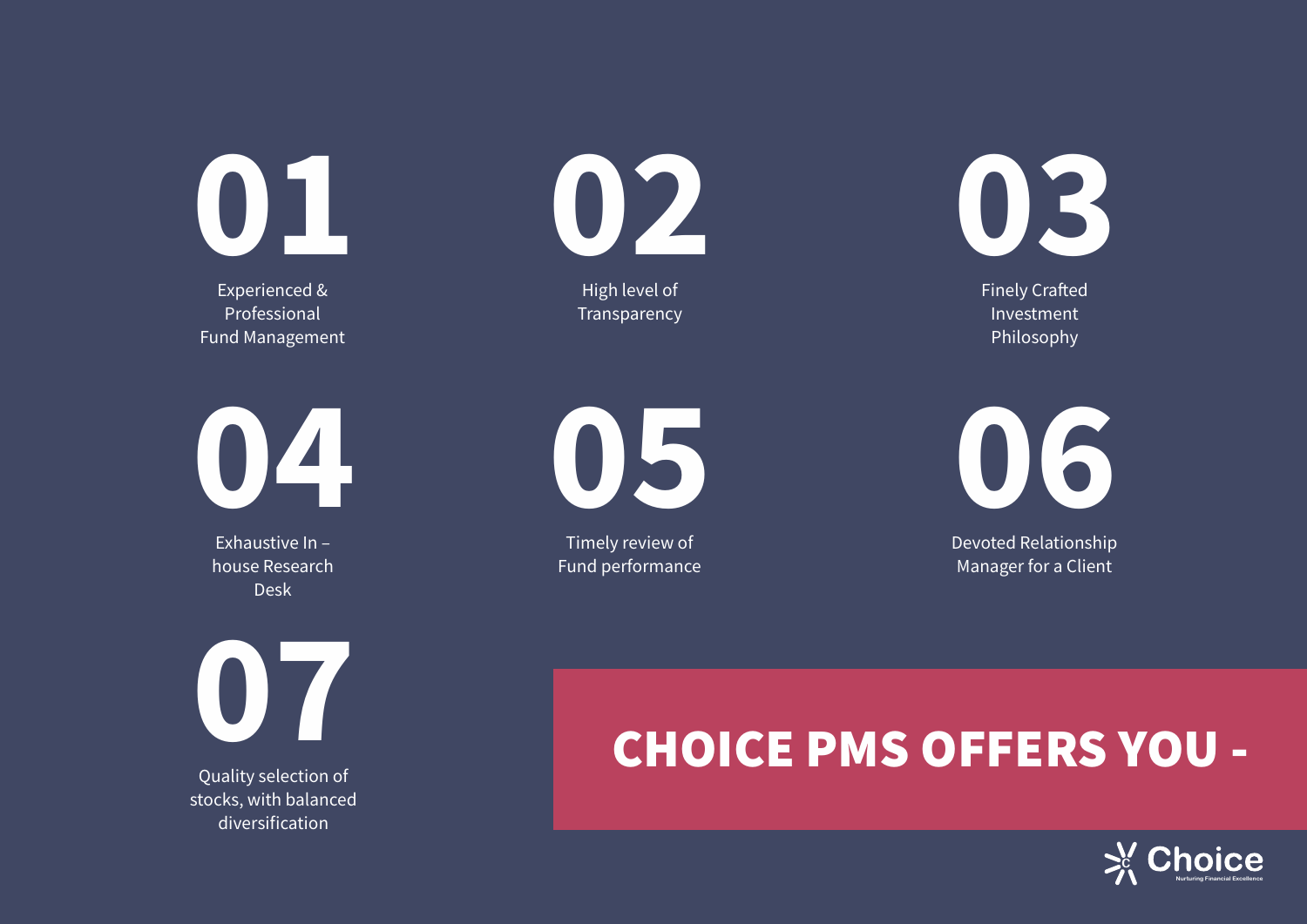## CHOICE PMS OFFERS YOU -

**01**
Experienced & Professional Fund Management

**02**
High level of Transparency

**03**
Finely Crafted Investment Philosophy

**04**
Exhaustive In – house Research Desk

**05**
Timely review of Fund performance

**06**
Devoted Relationship Manager for a Client

**07**
Quality selection of stocks, with balanced diversification

Choice
Nurturing Financial Excellence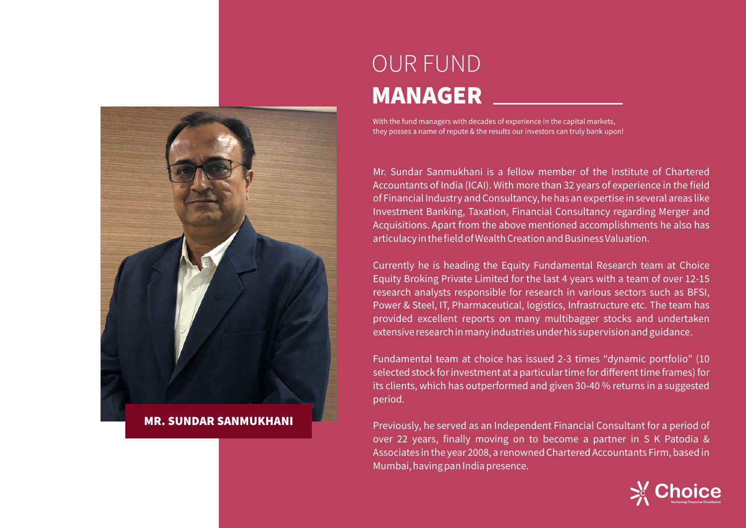# OUR FUND **MANAGER**

With the fund managers with decades of experience in the capital markets, they posses a name of repute & the results our investors can truly bank upon!

**MR. SUNDAR SANMUKHANI**

Mr. Sundar Sanmukhani is a fellow member of the Institute of Chartered Accountants of India (ICAI). With more than 32 years of experience in the field of Financial Industry and Consultancy, he has an expertise in several areas like Investment Banking, Taxation, Financial Consultancy regarding Merger and Acquisitions. Apart from the above mentioned accomplishments he also has articulacy in the field of Wealth Creation and Business Valuation.

Currently he is heading the Equity Fundamental Research team at Choice Equity Broking Private Limited for the last 4 years with a team of over 12-15 research analysts responsible for research in various sectors such as BFSI, Power & Steel, IT, Pharmaceutical, logistics, Infrastructure etc. The team has provided excellent reports on many multibagger stocks and undertaken extensive research in many industries under his supervision and guidance.

Fundamental team at choice has issued 2-3 times "dynamic portfolio" (10 selected stock for investment at a particular time for different time frames) for its clients, which has outperformed and given 30-40 % returns in a suggested period.

Previously, he served as an Independent Financial Consultant for a period of over 22 years, finally moving on to become a partner in S K Patodia & Associates in the year 2008, a renowned Chartered Accountants Firm, based in Mumbai, having pan India presence.

Choice
Nurturing Financial Excellence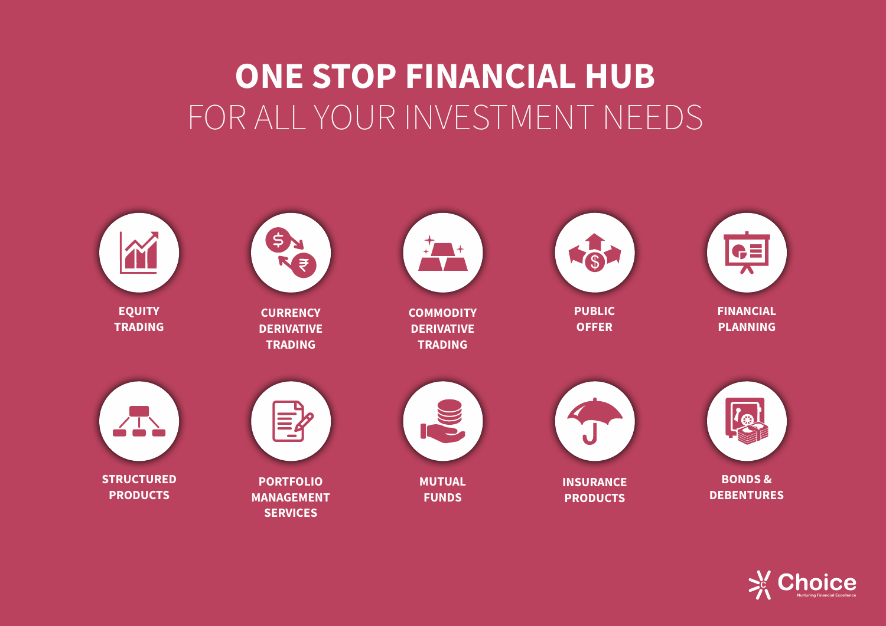# ONE STOP FINANCIAL HUB
## FOR ALL YOUR INVESTMENT NEEDS

- **EQUITY TRADING**
- **CURRENCY DERIVATIVE TRADING**
- **COMMODITY DERIVATIVE TRADING**
- **PUBLIC OFFER**
- **FINANCIAL PLANNING**
- **STRUCTURED PRODUCTS**
- **PORTFOLIO MANAGEMENT SERVICES**
- **MUTUAL FUNDS**
- **INSURANCE PRODUCTS**
- **BONDS & DEBENTURES**

Choice
Nurturing Financial Excellence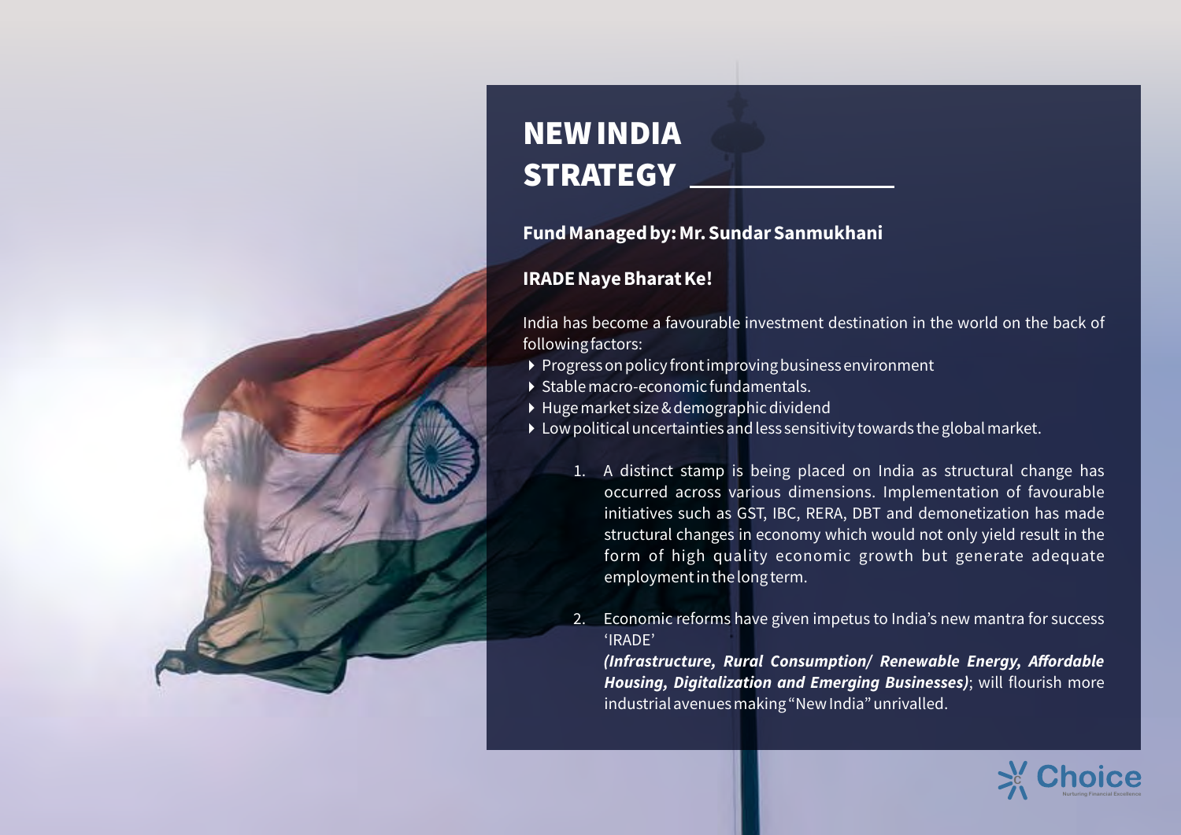# NEW INDIA STRATEGY

**Fund Managed by: Mr. Sundar Sanmukhani**

**IRADE Naye Bharat Ke!**

India has become a favourable investment destination in the world on the back of following factors:

- Progress on policy front improving business environment
- Stable macro-economic fundamentals.
- Huge market size & demographic dividend
- Low political uncertainties and less sensitivity towards the global market.

1. A distinct stamp is being placed on India as structural change has occurred across various dimensions. Implementation of favourable initiatives such as GST, IBC, RERA, DBT and demonetization has made structural changes in economy which would not only yield result in the form of high quality economic growth but generate adequate employment in the long term.

2. Economic reforms have given impetus to India's new mantra for success 'IRADE' ***(Infrastructure, Rural Consumption/ Renewable Energy, Affordable Housing, Digitalization and Emerging Businesses)***; will flourish more industrial avenues making "New India" unrivalled.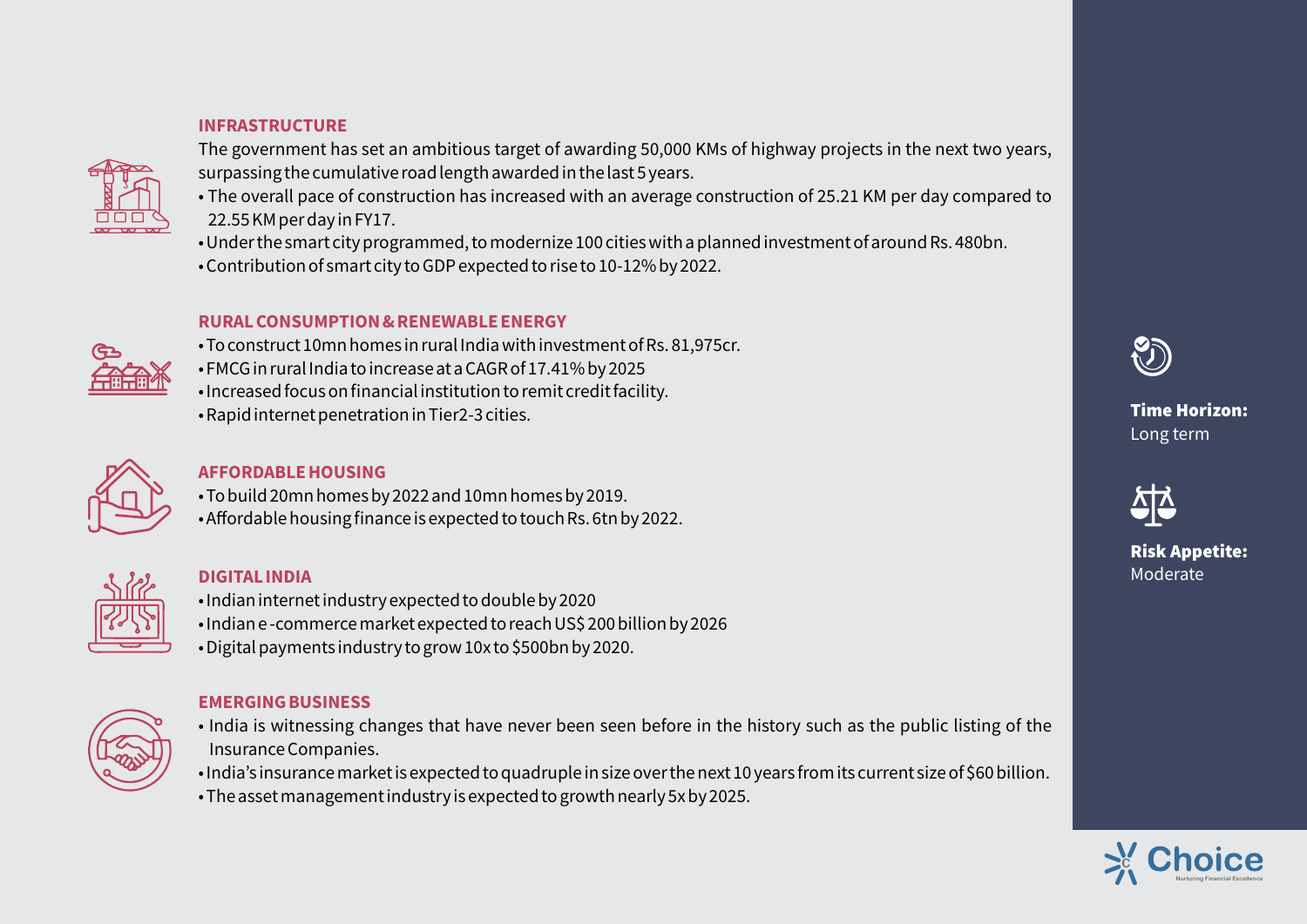## INFRASTRUCTURE

The government has set an ambitious target of awarding 50,000 KMs of highway projects in the next two years, surpassing the cumulative road length awarded in the last 5 years.

- The overall pace of construction has increased with an average construction of 25.21 KM per day compared to 22.55 KM per day in FY17.
- Under the smart city programmed, to modernize 100 cities with a planned investment of around Rs. 480bn.
- Contribution of smart city to GDP expected to rise to 10-12% by 2022.

## RURAL CONSUMPTION & RENEWABLE ENERGY

- To construct 10mn homes in rural India with investment of Rs. 81,975cr.
- FMCG in rural India to increase at a CAGR of 17.41% by 2025
- Increased focus on financial institution to remit credit facility.
- Rapid internet penetration in Tier2-3 cities.

## AFFORDABLE HOUSING

- To build 20mn homes by 2022 and 10mn homes by 2019.
- Affordable housing finance is expected to touch Rs. 6tn by 2022.

## DIGITAL INDIA

- Indian internet industry expected to double by 2020
- Indian e -commerce market expected to reach US$ 200 billion by 2026
- Digital payments industry to grow 10x to $500bn by 2020.

## EMERGING BUSINESS

- India is witnessing changes that have never been seen before in the history such as the public listing of the Insurance Companies.
- India's insurance market is expected to quadruple in size over the next 10 years from its current size of $60 billion.
- The asset management industry is expected to growth nearly 5x by 2025.

**Time Horizon:** Long term

**Risk Appetite:** Moderate

Choice
Nurturing Financial Excellence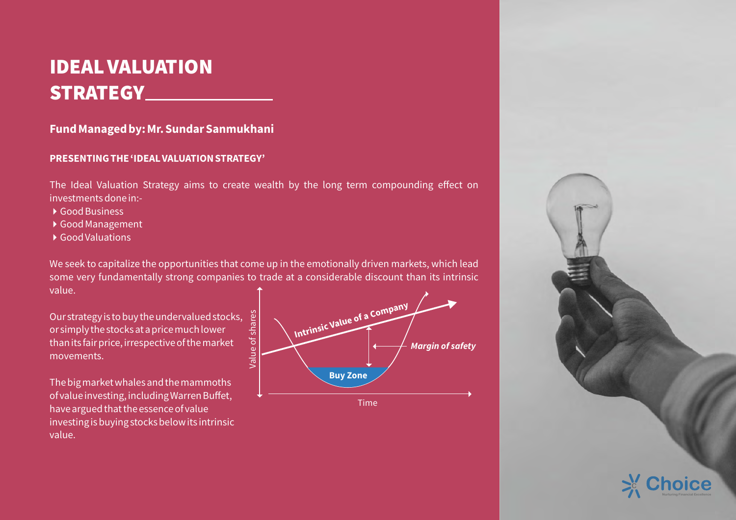# IDEAL VALUATION STRATEGY

**Fund Managed by: Mr. Sundar Sanmukhani**

**PRESENTING THE 'IDEAL VALUATION STRATEGY'**

The Ideal Valuation Strategy aims to create wealth by the long term compounding effect on investments done in:-

- Good Business
- Good Management
- Good Valuations

We seek to capitalize the opportunities that come up in the emotionally driven markets, which lead some very fundamentally strong companies to trade at a considerable discount than its intrinsic value.

Our strategy is to buy the undervalued stocks, or simply the stocks at a price much lower than its fair price, irrespective of the market movements.

The big market whales and the mammoths of value investing, including Warren Buffet, have argued that the essence of value investing is buying stocks below its intrinsic value.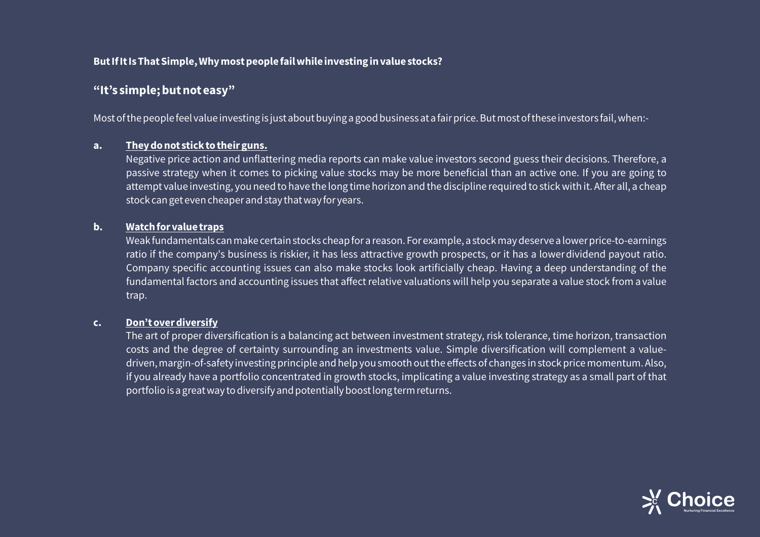**But If It Is That Simple, Why most people fail while investing in value stocks?**

## "It's simple; but not easy"

Most of the people feel value investing is just about buying a good business at a fair price. But most of these investors fail, when:-

**a. <u>They do not stick to their guns.</u>**

Negative price action and unflattering media reports can make value investors second guess their decisions. Therefore, a passive strategy when it comes to picking value stocks may be more beneficial than an active one. If you are going to attempt value investing, you need to have the long time horizon and the discipline required to stick with it. After all, a cheap stock can get even cheaper and stay that way for years.

**b. <u>Watch for value traps</u>**

Weak fundamentals can make certain stocks cheap for a reason. For example, a stock may deserve a lower price-to-earnings ratio if the company's business is riskier, it has less attractive growth prospects, or it has a lower dividend payout ratio. Company specific accounting issues can also make stocks look artificially cheap. Having a deep understanding of the fundamental factors and accounting issues that affect relative valuations will help you separate a value stock from a value trap.

**c. <u>Don't over diversify</u>**

The art of proper diversification is a balancing act between investment strategy, risk tolerance, time horizon, transaction costs and the degree of certainty surrounding an investments value. Simple diversification will complement a value-driven, margin-of-safety investing principle and help you smooth out the effects of changes in stock price momentum. Also, if you already have a portfolio concentrated in growth stocks, implicating a value investing strategy as a small part of that portfolio is a great way to diversify and potentially boost long term returns.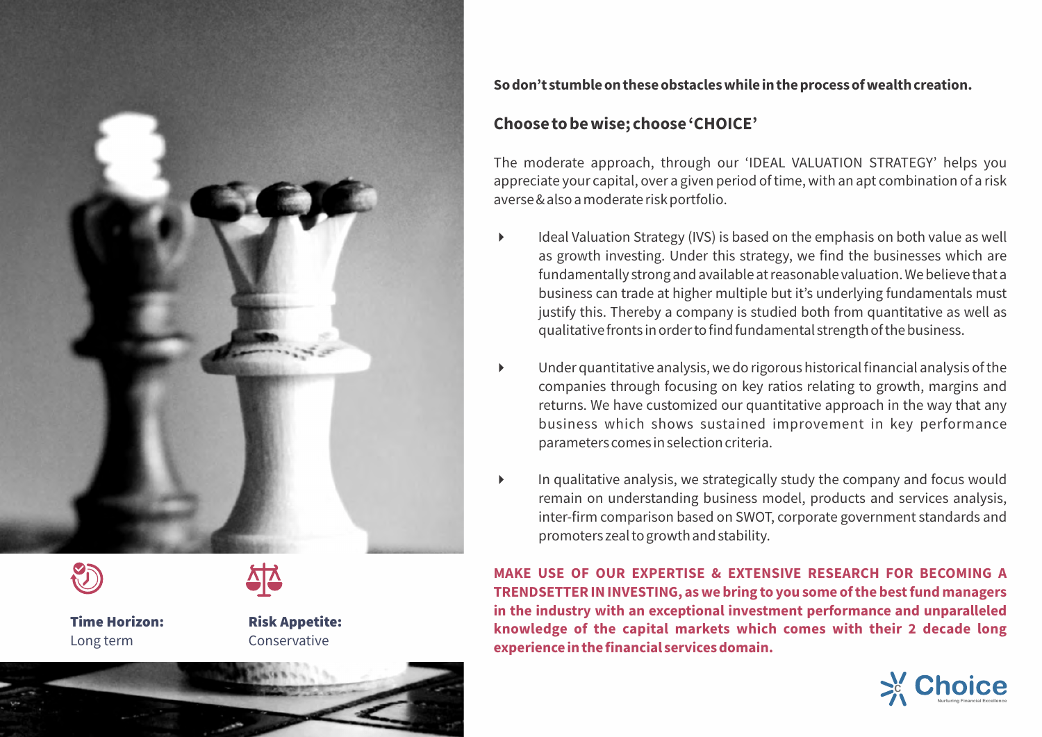**Time Horizon:** Long term

**Risk Appetite:** Conservative

**So don't stumble on these obstacles while in the process of wealth creation.**

## Choose to be wise; choose 'CHOICE'

The moderate approach, through our 'IDEAL VALUATION STRATEGY' helps you appreciate your capital, over a given period of time, with an apt combination of a risk averse & also a moderate risk portfolio.

- Ideal Valuation Strategy (IVS) is based on the emphasis on both value as well as growth investing. Under this strategy, we find the businesses which are fundamentally strong and available at reasonable valuation. We believe that a business can trade at higher multiple but it's underlying fundamentals must justify this. Thereby a company is studied both from quantitative as well as qualitative fronts in order to find fundamental strength of the business.
- Under quantitative analysis, we do rigorous historical financial analysis of the companies through focusing on key ratios relating to growth, margins and returns. We have customized our quantitative approach in the way that any business which shows sustained improvement in key performance parameters comes in selection criteria.
- In qualitative analysis, we strategically study the company and focus would remain on understanding business model, products and services analysis, inter-firm comparison based on SWOT, corporate government standards and promoters zeal to growth and stability.

**MAKE USE OF OUR EXPERTISE & EXTENSIVE RESEARCH FOR BECOMING A TRENDSETTER IN INVESTING, as we bring to you some of the best fund managers in the industry with an exceptional investment performance and unparalleled knowledge of the capital markets which comes with their 2 decade long experience in the financial services domain.**

Choice
Nurturing Financial Excellence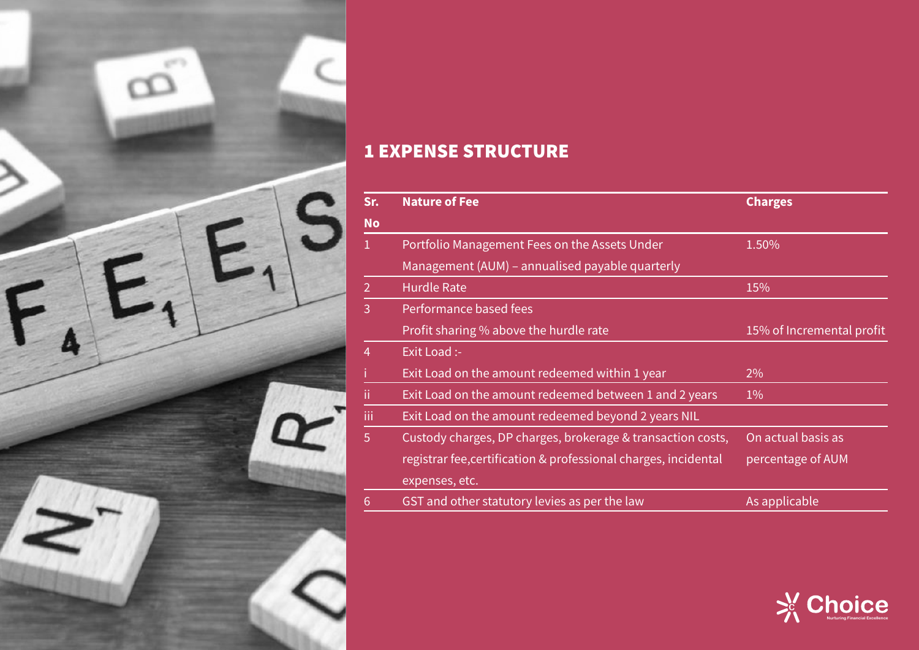## 1 EXPENSE STRUCTURE

| Sr. No | Nature of Fee | Charges |
|---|---|---|
| 1 | Portfolio Management Fees on the Assets Under Management (AUM) – annualised payable quarterly | 1.50% |
| 2 | Hurdle Rate | 15% |
| 3 | Performance based fees<br>Profit sharing % above the hurdle rate | <br>15% of Incremental profit |
| 4 | Exit Load :- | |
| i | Exit Load on the amount redeemed within 1 year | 2% |
| ii | Exit Load on the amount redeemed between 1 and 2 years | 1% |
| iii | Exit Load on the amount redeemed beyond 2 years NIL | |
| 5 | Custody charges, DP charges, brokerage & transaction costs, registrar fee,certification & professional charges, incidental expenses, etc. | On actual basis as percentage of AUM |
| 6 | GST and other statutory levies as per the law | As applicable |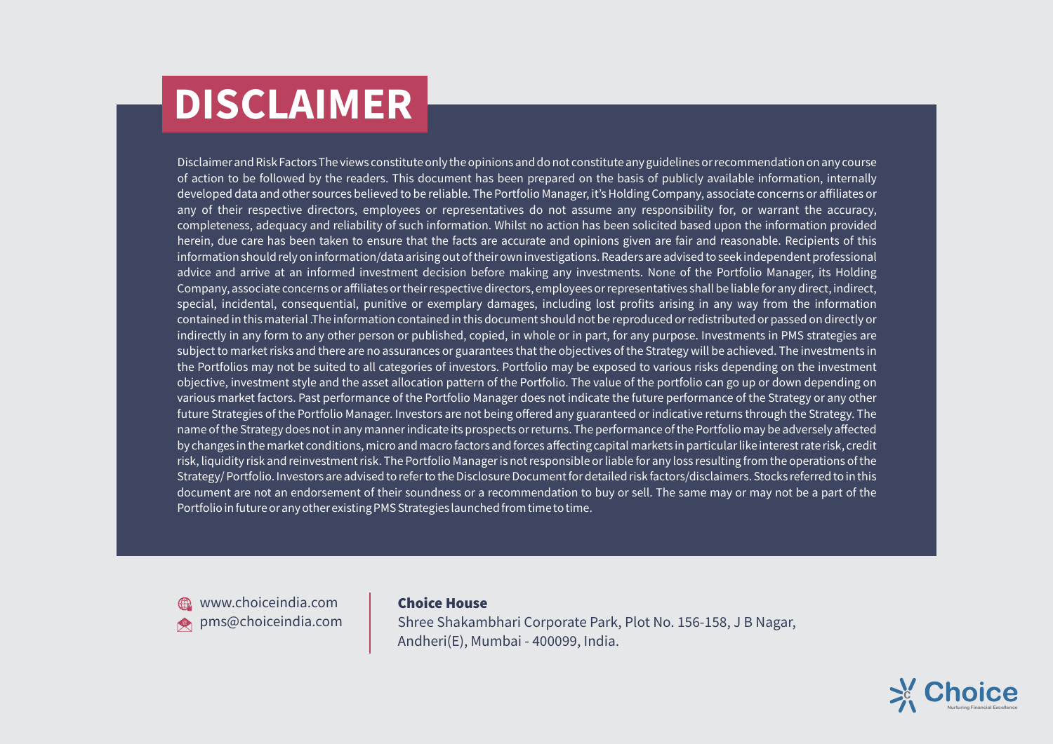# DISCLAIMER

Disclaimer and Risk Factors The views constitute only the opinions and do not constitute any guidelines or recommendation on any course of action to be followed by the readers. This document has been prepared on the basis of publicly available information, internally developed data and other sources believed to be reliable. The Portfolio Manager, it's Holding Company, associate concerns or affiliates or any of their respective directors, employees or representatives do not assume any responsibility for, or warrant the accuracy, completeness, adequacy and reliability of such information. Whilst no action has been solicited based upon the information provided herein, due care has been taken to ensure that the facts are accurate and opinions given are fair and reasonable. Recipients of this information should rely on information/data arising out of their own investigations. Readers are advised to seek independent professional advice and arrive at an informed investment decision before making any investments. None of the Portfolio Manager, its Holding Company, associate concerns or affiliates or their respective directors, employees or representatives shall be liable for any direct, indirect, special, incidental, consequential, punitive or exemplary damages, including lost profits arising in any way from the information contained in this material .The information contained in this document should not be reproduced or redistributed or passed on directly or indirectly in any form to any other person or published, copied, in whole or in part, for any purpose. Investments in PMS strategies are subject to market risks and there are no assurances or guarantees that the objectives of the Strategy will be achieved. The investments in the Portfolios may not be suited to all categories of investors. Portfolio may be exposed to various risks depending on the investment objective, investment style and the asset allocation pattern of the Portfolio. The value of the portfolio can go up or down depending on various market factors. Past performance of the Portfolio Manager does not indicate the future performance of the Strategy or any other future Strategies of the Portfolio Manager. Investors are not being offered any guaranteed or indicative returns through the Strategy. The name of the Strategy does not in any manner indicate its prospects or returns. The performance of the Portfolio may be adversely affected by changes in the market conditions, micro and macro factors and forces affecting capital markets in particular like interest rate risk, credit risk, liquidity risk and reinvestment risk. The Portfolio Manager is not responsible or liable for any loss resulting from the operations of the Strategy/ Portfolio. Investors are advised to refer to the Disclosure Document for detailed risk factors/disclaimers. Stocks referred to in this document are not an endorsement of their soundness or a recommendation to buy or sell. The same may or may not be a part of the Portfolio in future or any other existing PMS Strategies launched from time to time.

www.choiceindia.com
pms@choiceindia.com

**Choice House**
Shree Shakambhari Corporate Park, Plot No. 156-158, J B Nagar, Andheri(E), Mumbai - 400099, India.

Choice
Nurturing Financial Excellence